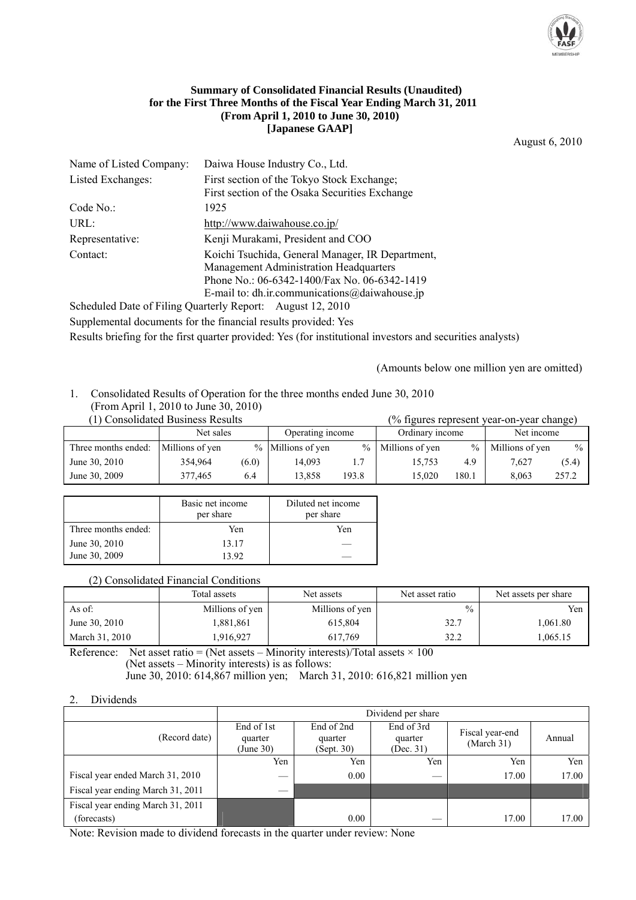**Summary of Consolidated Financial Results (Unaudited)**
**for the First Three Months of the Fiscal Year Ending March 31, 2011**
**(From April 1, 2010 to June 30, 2010)**
**[Japanese GAAP]**

August 6, 2010

| | |
|---|---|
| Name of Listed Company: | Daiwa House Industry Co., Ltd. |
| Listed Exchanges: | First section of the Tokyo Stock Exchange; First section of the Osaka Securities Exchange |
| Code No.: | 1925 |
| URL: | http://www.daiwahouse.co.jp/ |
| Representative: | Kenji Murakami, President and COO |
| Contact: | Koichi Tsuchida, General Manager, IR Department, Management Administration Headquarters<br>Phone No.: 06-6342-1400/Fax No. 06-6342-1419<br>E-mail to: dh.ir.communications@daiwahouse.jp |

Scheduled Date of Filing Quarterly Report: August 12, 2010

Supplemental documents for the financial results provided: Yes

Results briefing for the first quarter provided: Yes (for institutional investors and securities analysts)

(Amounts below one million yen are omitted)

1. Consolidated Results of Operation for the three months ended June 30, 2010
(From April 1, 2010 to June 30, 2010)

(1) Consolidated Business Results (% figures represent year-on-year change)

| | Net sales | | Operating income | | Ordinary income | | Net income | |
|---|---|---|---|---|---|---|---|---|
| Three months ended: | Millions of yen | % | Millions of yen | % | Millions of yen | % | Millions of yen | % |
| June 30, 2010 | 354,964 | (6.0) | 14,093 | 1.7 | 15,753 | 4.9 | 7,627 | (5.4) |
| June 30, 2009 | 377,465 | 6.4 | 13,858 | 193.8 | 15,020 | 180.1 | 8,063 | 257.2 |

| | Basic net income per share | Diluted net income per share |
|---|---|---|
| Three months ended: | Yen | Yen |
| June 30, 2010 | 13.17 | — |
| June 30, 2009 | 13.92 | — |

(2) Consolidated Financial Conditions

| | Total assets | Net assets | Net asset ratio | Net assets per share |
|---|---|---|---|---|
| As of: | Millions of yen | Millions of yen | % | Yen |
| June 30, 2010 | 1,881,861 | 615,804 | 32.7 | 1,061.80 |
| March 31, 2010 | 1,916,927 | 617,769 | 32.2 | 1,065.15 |

Reference: Net asset ratio = (Net assets – Minority interests)/Total assets × 100
(Net assets – Minority interests) is as follows:
June 30, 2010: 614,867 million yen; March 31, 2010: 616,821 million yen

2. Dividends

| | Dividend per share | | | | |
|---|---|---|---|---|---|
| (Record date) | End of 1st quarter (June 30) | End of 2nd quarter (Sept. 30) | End of 3rd quarter (Dec. 31) | Fiscal year-end (March 31) | Annual |
| | Yen | Yen | Yen | Yen | Yen |
| Fiscal year ended March 31, 2010 | — | 0.00 | — | 17.00 | 17.00 |
| Fiscal year ending March 31, 2011 | — | | | | |
| Fiscal year ending March 31, 2011 (forecasts) | | 0.00 | — | 17.00 | 17.00 |

Note: Revision made to dividend forecasts in the quarter under review: None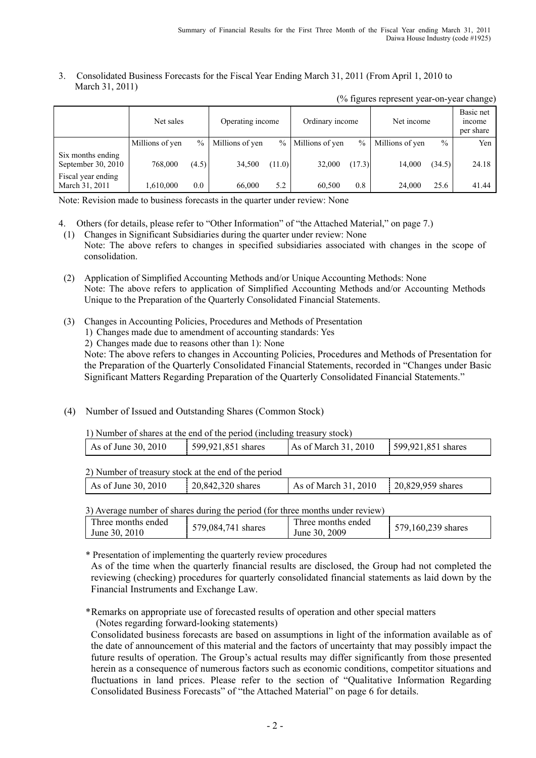3. Consolidated Business Forecasts for the Fiscal Year Ending March 31, 2011 (From April 1, 2010 to March 31, 2011)

(% figures represent year-on-year change)

| | Net sales | | Operating income | | Ordinary income | | Net income | | Basic net income per share |
|---|---|---|---|---|---|---|---|---|---|
| | Millions of yen | % | Millions of yen | % | Millions of yen | % | Millions of yen | % | Yen |
| Six months ending September 30, 2010 | 768,000 | (4.5) | 34,500 | (11.0) | 32,000 | (17.3) | 14,000 | (34.5) | 24.18 |
| Fiscal year ending March 31, 2011 | 1,610,000 | 0.0 | 66,000 | 5.2 | 60,500 | 0.8 | 24,000 | 25.6 | 41.44 |

Note: Revision made to business forecasts in the quarter under review: None

4. Others (for details, please refer to "Other Information" of "the Attached Material," on page 7.)

(1) Changes in Significant Subsidiaries during the quarter under review: None
Note: The above refers to changes in specified subsidiaries associated with changes in the scope of consolidation.

(2) Application of Simplified Accounting Methods and/or Unique Accounting Methods: None
Note: The above refers to application of Simplified Accounting Methods and/or Accounting Methods Unique to the Preparation of the Quarterly Consolidated Financial Statements.

(3) Changes in Accounting Policies, Procedures and Methods of Presentation
1) Changes made due to amendment of accounting standards: Yes
2) Changes made due to reasons other than 1): None
Note: The above refers to changes in Accounting Policies, Procedures and Methods of Presentation for the Preparation of the Quarterly Consolidated Financial Statements, recorded in "Changes under Basic Significant Matters Regarding Preparation of the Quarterly Consolidated Financial Statements."

(4) Number of Issued and Outstanding Shares (Common Stock)

1) Number of shares at the end of the period (including treasury stock)

| As of June 30, 2010 | 599,921,851 shares | As of March 31, 2010 | 599,921,851 shares |
|---|---|---|---|

2) Number of treasury stock at the end of the period

| As of June 30, 2010 | 20,842,320 shares | As of March 31, 2010 | 20,829,959 shares |
|---|---|---|---|

3) Average number of shares during the period (for three months under review)

| Three months ended June 30, 2010 | 579,084,741 shares | Three months ended June 30, 2009 | 579,160,239 shares |
|---|---|---|---|

\* Presentation of implementing the quarterly review procedures
As of the time when the quarterly financial results are disclosed, the Group had not completed the reviewing (checking) procedures for quarterly consolidated financial statements as laid down by the Financial Instruments and Exchange Law.

\*Remarks on appropriate use of forecasted results of operation and other special matters
(Notes regarding forward-looking statements)
Consolidated business forecasts are based on assumptions in light of the information available as of the date of announcement of this material and the factors of uncertainty that may possibly impact the future results of operation. The Group's actual results may differ significantly from those presented herein as a consequence of numerous factors such as economic conditions, competitor situations and fluctuations in land prices. Please refer to the section of "Qualitative Information Regarding Consolidated Business Forecasts" of "the Attached Material" on page 6 for details.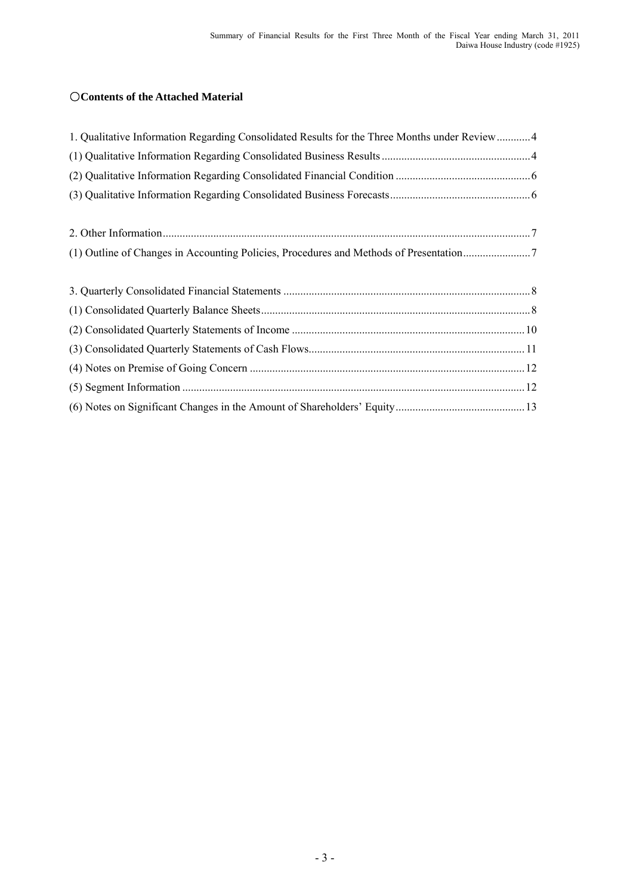## ○Contents of the Attached Material

1. Qualitative Information Regarding Consolidated Results for the Three Months under Review............4
(1) Qualitative Information Regarding Consolidated Business Results.....................................................4
(2) Qualitative Information Regarding Consolidated Financial Condition ................................................6
(3) Qualitative Information Regarding Consolidated Business Forecasts..................................................6

2. Other Information..................................................................................................................................7
(1) Outline of Changes in Accounting Policies, Procedures and Methods of Presentation........................7

3. Quarterly Consolidated Financial Statements .......................................................................................8
(1) Consolidated Quarterly Balance Sheets...............................................................................................8
(2) Consolidated Quarterly Statements of Income ..................................................................................10
(3) Consolidated Quarterly Statements of Cash Flows............................................................................11
(4) Notes on Premise of Going Concern .................................................................................................12
(5) Segment Information .........................................................................................................................12
(6) Notes on Significant Changes in the Amount of Shareholders' Equity..............................................13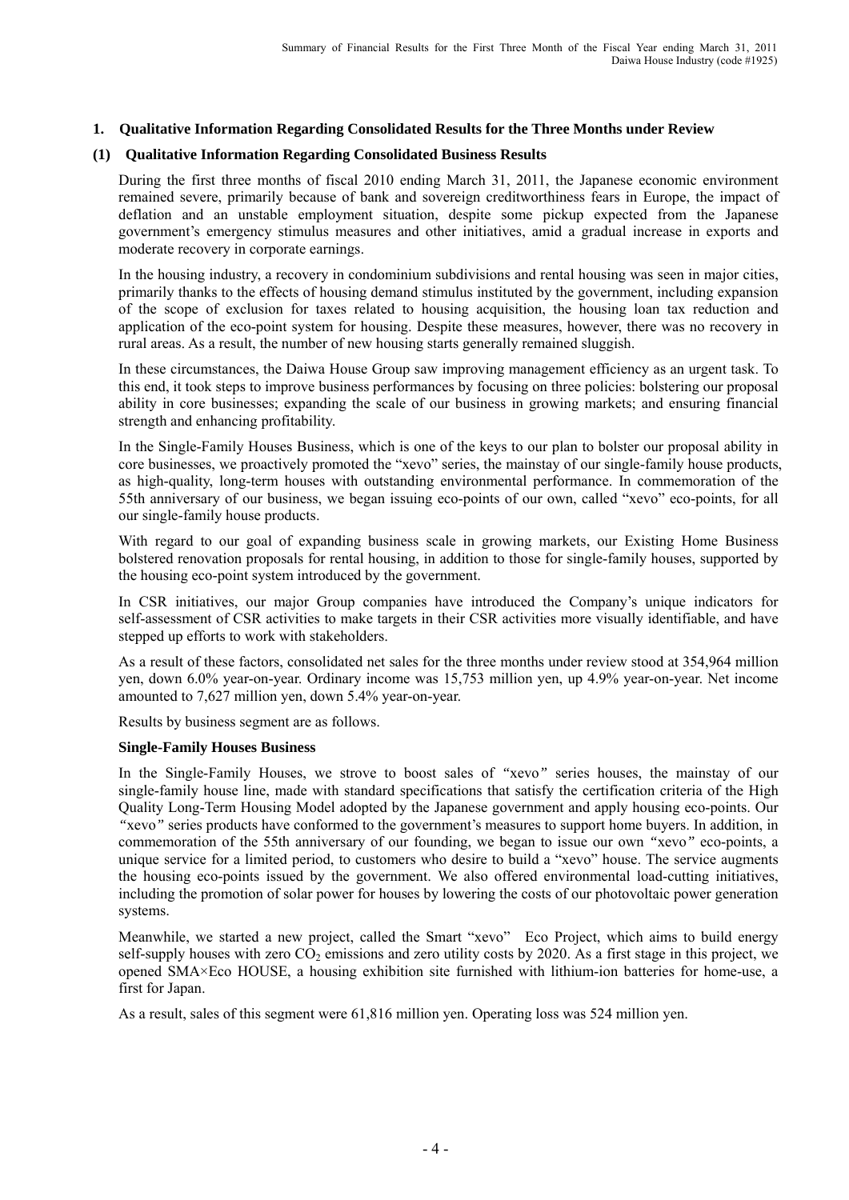## 1. Qualitative Information Regarding Consolidated Results for the Three Months under Review

### (1) Qualitative Information Regarding Consolidated Business Results

During the first three months of fiscal 2010 ending March 31, 2011, the Japanese economic environment remained severe, primarily because of bank and sovereign creditworthiness fears in Europe, the impact of deflation and an unstable employment situation, despite some pickup expected from the Japanese government's emergency stimulus measures and other initiatives, amid a gradual increase in exports and moderate recovery in corporate earnings.

In the housing industry, a recovery in condominium subdivisions and rental housing was seen in major cities, primarily thanks to the effects of housing demand stimulus instituted by the government, including expansion of the scope of exclusion for taxes related to housing acquisition, the housing loan tax reduction and application of the eco-point system for housing. Despite these measures, however, there was no recovery in rural areas. As a result, the number of new housing starts generally remained sluggish.

In these circumstances, the Daiwa House Group saw improving management efficiency as an urgent task. To this end, it took steps to improve business performances by focusing on three policies: bolstering our proposal ability in core businesses; expanding the scale of our business in growing markets; and ensuring financial strength and enhancing profitability.

In the Single-Family Houses Business, which is one of the keys to our plan to bolster our proposal ability in core businesses, we proactively promoted the "xevo" series, the mainstay of our single-family house products, as high-quality, long-term houses with outstanding environmental performance. In commemoration of the 55th anniversary of our business, we began issuing eco-points of our own, called "xevo" eco-points, for all our single-family house products.

With regard to our goal of expanding business scale in growing markets, our Existing Home Business bolstered renovation proposals for rental housing, in addition to those for single-family houses, supported by the housing eco-point system introduced by the government.

In CSR initiatives, our major Group companies have introduced the Company's unique indicators for self-assessment of CSR activities to make targets in their CSR activities more visually identifiable, and have stepped up efforts to work with stakeholders.

As a result of these factors, consolidated net sales for the three months under review stood at 354,964 million yen, down 6.0% year-on-year. Ordinary income was 15,753 million yen, up 4.9% year-on-year. Net income amounted to 7,627 million yen, down 5.4% year-on-year.

Results by business segment are as follows.

**Single-Family Houses Business**

In the Single-Family Houses, we strove to boost sales of "xevo" series houses, the mainstay of our single-family house line, made with standard specifications that satisfy the certification criteria of the High Quality Long-Term Housing Model adopted by the Japanese government and apply housing eco-points. Our "xevo" series products have conformed to the government's measures to support home buyers. In addition, in commemoration of the 55th anniversary of our founding, we began to issue our own "xevo" eco-points, a unique service for a limited period, to customers who desire to build a "xevo" house. The service augments the housing eco-points issued by the government. We also offered environmental load-cutting initiatives, including the promotion of solar power for houses by lowering the costs of our photovoltaic power generation systems.

Meanwhile, we started a new project, called the Smart "xevo" Eco Project, which aims to build energy self-supply houses with zero $CO_2$ emissions and zero utility costs by 2020. As a first stage in this project, we opened SMA×Eco HOUSE, a housing exhibition site furnished with lithium-ion batteries for home-use, a first for Japan.

As a result, sales of this segment were 61,816 million yen. Operating loss was 524 million yen.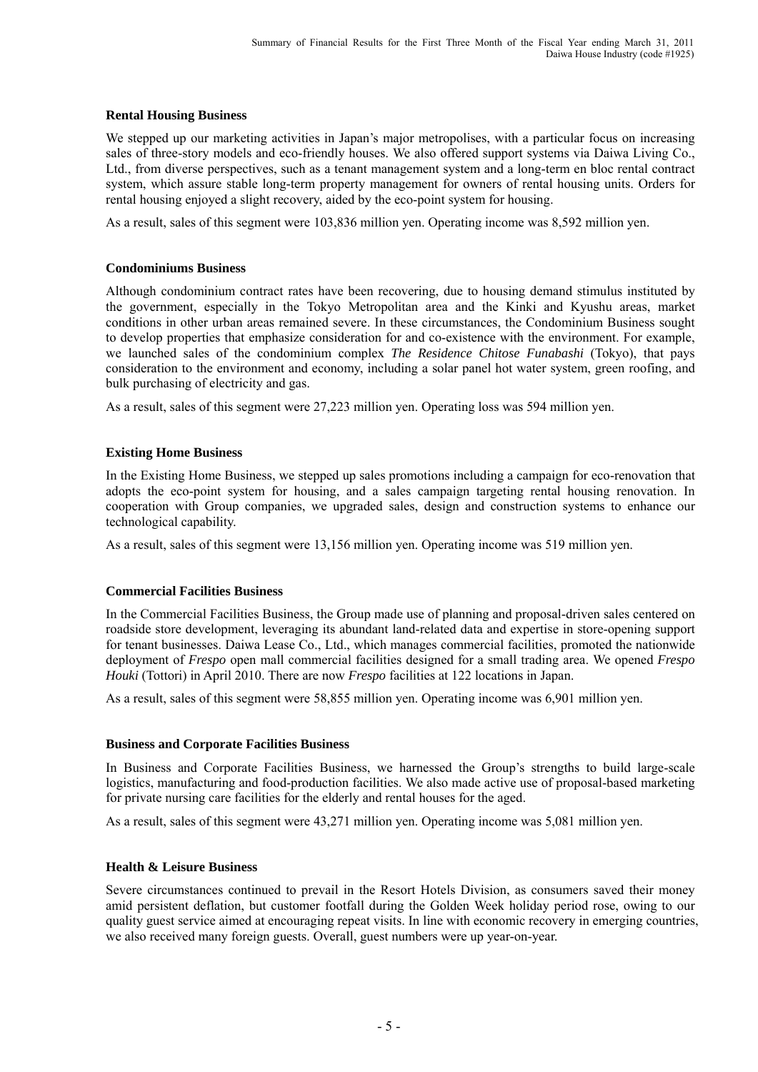### Rental Housing Business

We stepped up our marketing activities in Japan's major metropolises, with a particular focus on increasing sales of three-story models and eco-friendly houses. We also offered support systems via Daiwa Living Co., Ltd., from diverse perspectives, such as a tenant management system and a long-term en bloc rental contract system, which assure stable long-term property management for owners of rental housing units. Orders for rental housing enjoyed a slight recovery, aided by the eco-point system for housing.

As a result, sales of this segment were 103,836 million yen. Operating income was 8,592 million yen.

### Condominiums Business

Although condominium contract rates have been recovering, due to housing demand stimulus instituted by the government, especially in the Tokyo Metropolitan area and the Kinki and Kyushu areas, market conditions in other urban areas remained severe. In these circumstances, the Condominium Business sought to develop properties that emphasize consideration for and co-existence with the environment. For example, we launched sales of the condominium complex *The Residence Chitose Funabashi* (Tokyo), that pays consideration to the environment and economy, including a solar panel hot water system, green roofing, and bulk purchasing of electricity and gas.

As a result, sales of this segment were 27,223 million yen. Operating loss was 594 million yen.

### Existing Home Business

In the Existing Home Business, we stepped up sales promotions including a campaign for eco-renovation that adopts the eco-point system for housing, and a sales campaign targeting rental housing renovation. In cooperation with Group companies, we upgraded sales, design and construction systems to enhance our technological capability.

As a result, sales of this segment were 13,156 million yen. Operating income was 519 million yen.

### Commercial Facilities Business

In the Commercial Facilities Business, the Group made use of planning and proposal-driven sales centered on roadside store development, leveraging its abundant land-related data and expertise in store-opening support for tenant businesses. Daiwa Lease Co., Ltd., which manages commercial facilities, promoted the nationwide deployment of *Frespo* open mall commercial facilities designed for a small trading area. We opened *Frespo Houki* (Tottori) in April 2010. There are now *Frespo* facilities at 122 locations in Japan.

As a result, sales of this segment were 58,855 million yen. Operating income was 6,901 million yen.

### Business and Corporate Facilities Business

In Business and Corporate Facilities Business, we harnessed the Group's strengths to build large-scale logistics, manufacturing and food-production facilities. We also made active use of proposal-based marketing for private nursing care facilities for the elderly and rental houses for the aged.

As a result, sales of this segment were 43,271 million yen. Operating income was 5,081 million yen.

### Health & Leisure Business

Severe circumstances continued to prevail in the Resort Hotels Division, as consumers saved their money amid persistent deflation, but customer footfall during the Golden Week holiday period rose, owing to our quality guest service aimed at encouraging repeat visits. In line with economic recovery in emerging countries, we also received many foreign guests. Overall, guest numbers were up year-on-year.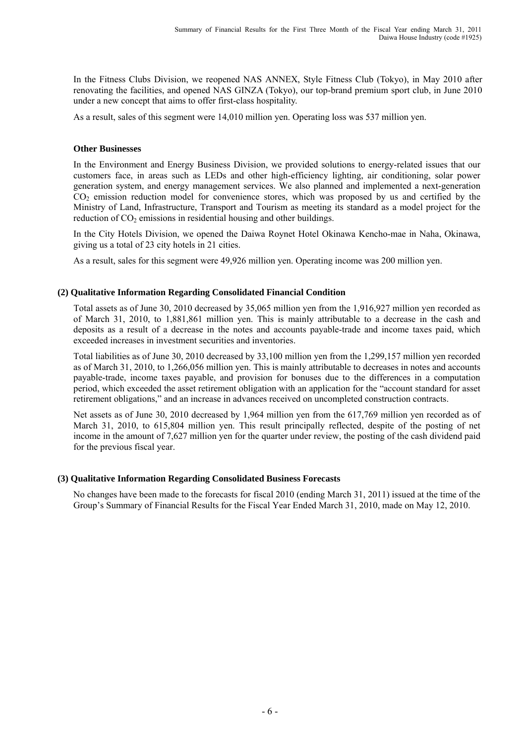In the Fitness Clubs Division, we reopened NAS ANNEX, Style Fitness Club (Tokyo), in May 2010 after renovating the facilities, and opened NAS GINZA (Tokyo), our top-brand premium sport club, in June 2010 under a new concept that aims to offer first-class hospitality.

As a result, sales of this segment were 14,010 million yen. Operating loss was 537 million yen.

**Other Businesses**

In the Environment and Energy Business Division, we provided solutions to energy-related issues that our customers face, in areas such as LEDs and other high-efficiency lighting, air conditioning, solar power generation system, and energy management services. We also planned and implemented a next-generation $CO_2$ emission reduction model for convenience stores, which was proposed by us and certified by the Ministry of Land, Infrastructure, Transport and Tourism as meeting its standard as a model project for the reduction of $CO_2$ emissions in residential housing and other buildings.

In the City Hotels Division, we opened the Daiwa Roynet Hotel Okinawa Kencho-mae in Naha, Okinawa, giving us a total of 23 city hotels in 21 cities.

As a result, sales for this segment were 49,926 million yen. Operating income was 200 million yen.

### (2) Qualitative Information Regarding Consolidated Financial Condition

Total assets as of June 30, 2010 decreased by 35,065 million yen from the 1,916,927 million yen recorded as of March 31, 2010, to 1,881,861 million yen. This is mainly attributable to a decrease in the cash and deposits as a result of a decrease in the notes and accounts payable-trade and income taxes paid, which exceeded increases in investment securities and inventories.

Total liabilities as of June 30, 2010 decreased by 33,100 million yen from the 1,299,157 million yen recorded as of March 31, 2010, to 1,266,056 million yen. This is mainly attributable to decreases in notes and accounts payable-trade, income taxes payable, and provision for bonuses due to the differences in a computation period, which exceeded the asset retirement obligation with an application for the "account standard for asset retirement obligations," and an increase in advances received on uncompleted construction contracts.

Net assets as of June 30, 2010 decreased by 1,964 million yen from the 617,769 million yen recorded as of March 31, 2010, to 615,804 million yen. This result principally reflected, despite of the posting of net income in the amount of 7,627 million yen for the quarter under review, the posting of the cash dividend paid for the previous fiscal year.

### (3) Qualitative Information Regarding Consolidated Business Forecasts

No changes have been made to the forecasts for fiscal 2010 (ending March 31, 2011) issued at the time of the Group's Summary of Financial Results for the Fiscal Year Ended March 31, 2010, made on May 12, 2010.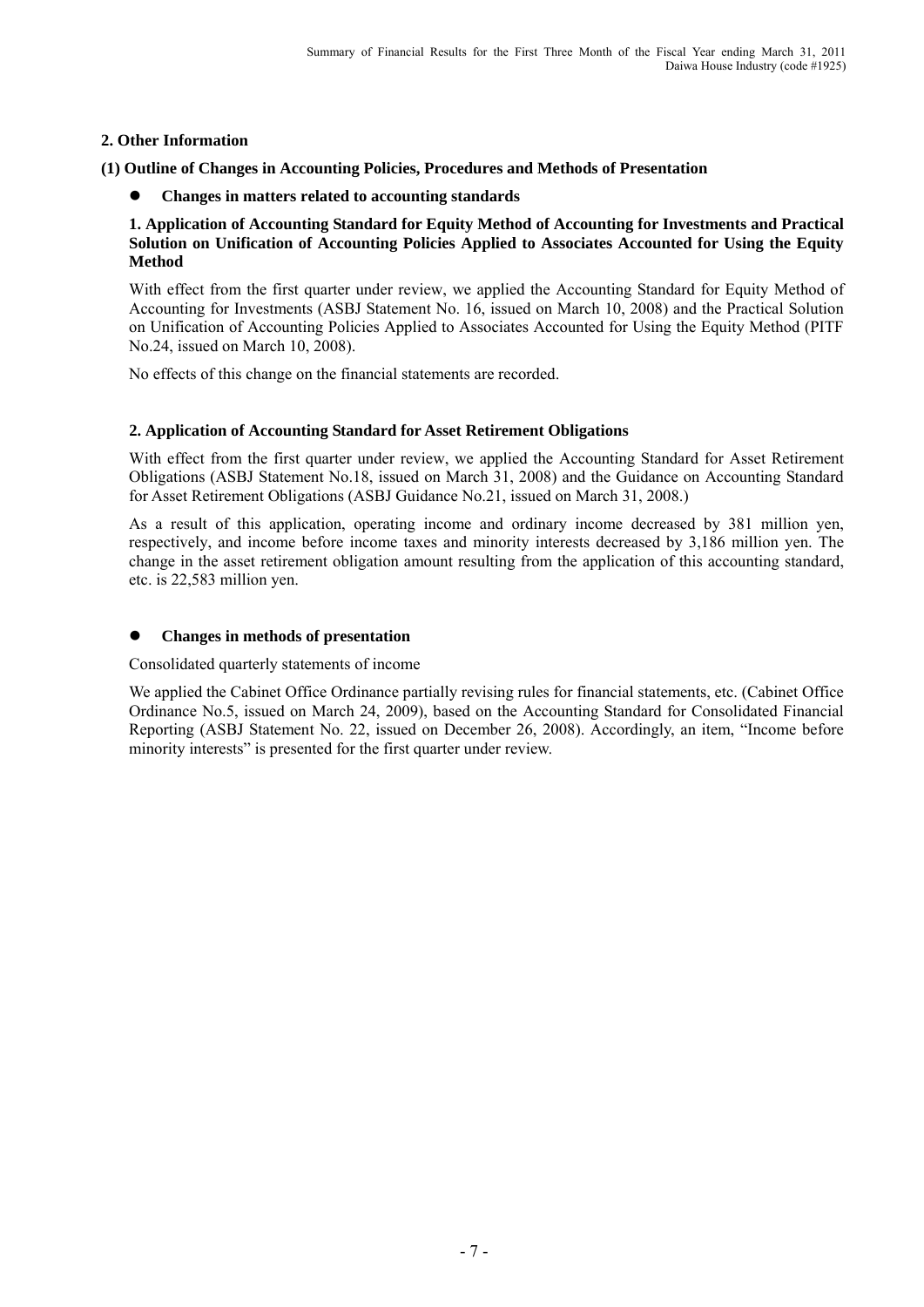## 2. Other Information

### (1) Outline of Changes in Accounting Policies, Procedures and Methods of Presentation

- **Changes in matters related to accounting standards**

**1. Application of Accounting Standard for Equity Method of Accounting for Investments and Practical Solution on Unification of Accounting Policies Applied to Associates Accounted for Using the Equity Method**

With effect from the first quarter under review, we applied the Accounting Standard for Equity Method of Accounting for Investments (ASBJ Statement No. 16, issued on March 10, 2008) and the Practical Solution on Unification of Accounting Policies Applied to Associates Accounted for Using the Equity Method (PITF No.24, issued on March 10, 2008).

No effects of this change on the financial statements are recorded.

**2. Application of Accounting Standard for Asset Retirement Obligations**

With effect from the first quarter under review, we applied the Accounting Standard for Asset Retirement Obligations (ASBJ Statement No.18, issued on March 31, 2008) and the Guidance on Accounting Standard for Asset Retirement Obligations (ASBJ Guidance No.21, issued on March 31, 2008.)

As a result of this application, operating income and ordinary income decreased by 381 million yen, respectively, and income before income taxes and minority interests decreased by 3,186 million yen. The change in the asset retirement obligation amount resulting from the application of this accounting standard, etc. is 22,583 million yen.

- **Changes in methods of presentation**

Consolidated quarterly statements of income

We applied the Cabinet Office Ordinance partially revising rules for financial statements, etc. (Cabinet Office Ordinance No.5, issued on March 24, 2009), based on the Accounting Standard for Consolidated Financial Reporting (ASBJ Statement No. 22, issued on December 26, 2008). Accordingly, an item, "Income before minority interests" is presented for the first quarter under review.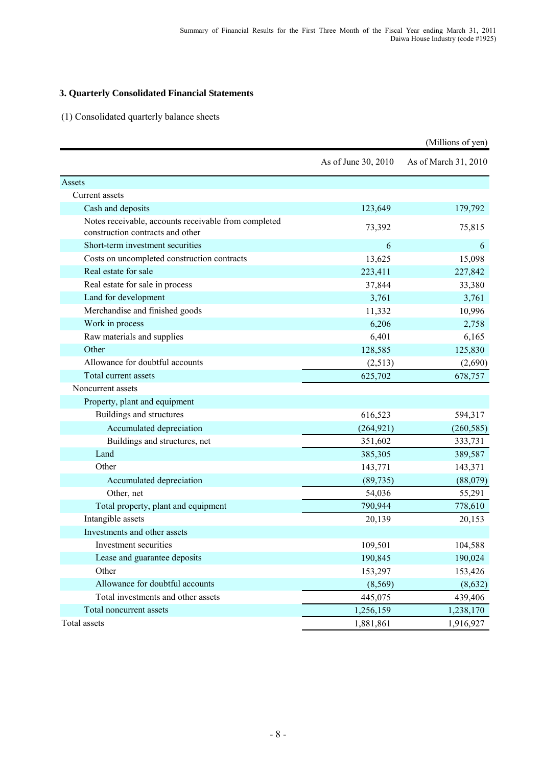## 3. Quarterly Consolidated Financial Statements

(1) Consolidated quarterly balance sheets

(Millions of yen)

| | As of June 30, 2010 | As of March 31, 2010 |
|---|---|---|
| Assets | | |
| Current assets | | |
| Cash and deposits | 123,649 | 179,792 |
| Notes receivable, accounts receivable from completed construction contracts and other | 73,392 | 75,815 |
| Short-term investment securities | 6 | 6 |
| Costs on uncompleted construction contracts | 13,625 | 15,098 |
| Real estate for sale | 223,411 | 227,842 |
| Real estate for sale in process | 37,844 | 33,380 |
| Land for development | 3,761 | 3,761 |
| Merchandise and finished goods | 11,332 | 10,996 |
| Work in process | 6,206 | 2,758 |
| Raw materials and supplies | 6,401 | 6,165 |
| Other | 128,585 | 125,830 |
| Allowance for doubtful accounts | (2,513) | (2,690) |
| Total current assets | 625,702 | 678,757 |
| Noncurrent assets | | |
| Property, plant and equipment | | |
| Buildings and structures | 616,523 | 594,317 |
| Accumulated depreciation | (264,921) | (260,585) |
| Buildings and structures, net | 351,602 | 333,731 |
| Land | 385,305 | 389,587 |
| Other | 143,771 | 143,371 |
| Accumulated depreciation | (89,735) | (88,079) |
| Other, net | 54,036 | 55,291 |
| Total property, plant and equipment | 790,944 | 778,610 |
| Intangible assets | 20,139 | 20,153 |
| Investments and other assets | | |
| Investment securities | 109,501 | 104,588 |
| Lease and guarantee deposits | 190,845 | 190,024 |
| Other | 153,297 | 153,426 |
| Allowance for doubtful accounts | (8,569) | (8,632) |
| Total investments and other assets | 445,075 | 439,406 |
| Total noncurrent assets | 1,256,159 | 1,238,170 |
| Total assets | 1,881,861 | 1,916,927 |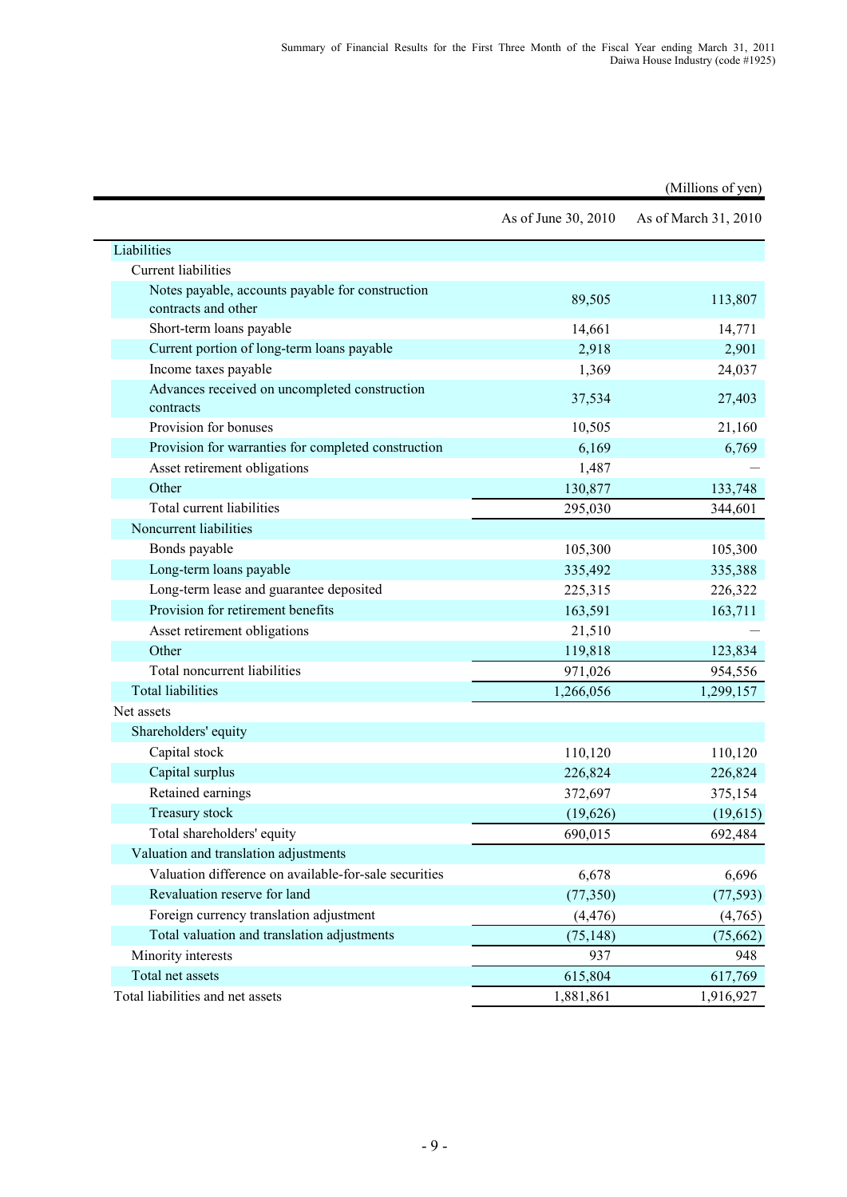(Millions of yen)

| | As of June 30, 2010 | As of March 31, 2010 |
|---|---|---|
| Liabilities | | |
| Current liabilities | | |
| Notes payable, accounts payable for construction contracts and other | 89,505 | 113,807 |
| Short-term loans payable | 14,661 | 14,771 |
| Current portion of long-term loans payable | 2,918 | 2,901 |
| Income taxes payable | 1,369 | 24,037 |
| Advances received on uncompleted construction contracts | 37,534 | 27,403 |
| Provision for bonuses | 10,505 | 21,160 |
| Provision for warranties for completed construction | 6,169 | 6,769 |
| Asset retirement obligations | 1,487 | — |
| Other | 130,877 | 133,748 |
| Total current liabilities | 295,030 | 344,601 |
| Noncurrent liabilities | | |
| Bonds payable | 105,300 | 105,300 |
| Long-term loans payable | 335,492 | 335,388 |
| Long-term lease and guarantee deposited | 225,315 | 226,322 |
| Provision for retirement benefits | 163,591 | 163,711 |
| Asset retirement obligations | 21,510 | — |
| Other | 119,818 | 123,834 |
| Total noncurrent liabilities | 971,026 | 954,556 |
| Total liabilities | 1,266,056 | 1,299,157 |
| Net assets | | |
| Shareholders' equity | | |
| Capital stock | 110,120 | 110,120 |
| Capital surplus | 226,824 | 226,824 |
| Retained earnings | 372,697 | 375,154 |
| Treasury stock | (19,626) | (19,615) |
| Total shareholders' equity | 690,015 | 692,484 |
| Valuation and translation adjustments | | |
| Valuation difference on available-for-sale securities | 6,678 | 6,696 |
| Revaluation reserve for land | (77,350) | (77,593) |
| Foreign currency translation adjustment | (4,476) | (4,765) |
| Total valuation and translation adjustments | (75,148) | (75,662) |
| Minority interests | 937 | 948 |
| Total net assets | 615,804 | 617,769 |
| Total liabilities and net assets | 1,881,861 | 1,916,927 |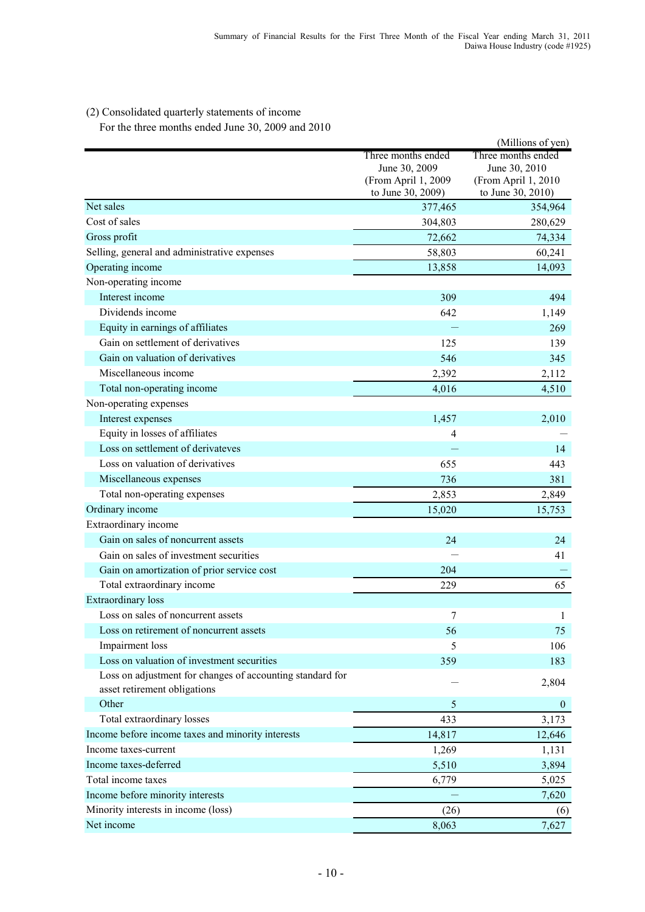## (2) Consolidated quarterly statements of income

For the three months ended June 30, 2009 and 2010

(Millions of yen)

| | Three months ended June 30, 2009 (From April 1, 2009 to June 30, 2009) | Three months ended June 30, 2010 (From April 1, 2010 to June 30, 2010) |
|---|---|---|
| Net sales | 377,465 | 354,964 |
| Cost of sales | 304,803 | 280,629 |
| Gross profit | 72,662 | 74,334 |
| Selling, general and administrative expenses | 58,803 | 60,241 |
| Operating income | 13,858 | 14,093 |
| Non-operating income | | |
| Interest income | 309 | 494 |
| Dividends income | 642 | 1,149 |
| Equity in earnings of affiliates | — | 269 |
| Gain on settlement of derivatives | 125 | 139 |
| Gain on valuation of derivatives | 546 | 345 |
| Miscellaneous income | 2,392 | 2,112 |
| Total non-operating income | 4,016 | 4,510 |
| Non-operating expenses | | |
| Interest expenses | 1,457 | 2,010 |
| Equity in losses of affiliates | 4 | — |
| Loss on settlement of derivateves | — | 14 |
| Loss on valuation of derivatives | 655 | 443 |
| Miscellaneous expenses | 736 | 381 |
| Total non-operating expenses | 2,853 | 2,849 |
| Ordinary income | 15,020 | 15,753 |
| Extraordinary income | | |
| Gain on sales of noncurrent assets | 24 | 24 |
| Gain on sales of investment securities | — | 41 |
| Gain on amortization of prior service cost | 204 | — |
| Total extraordinary income | 229 | 65 |
| Extraordinary loss | | |
| Loss on sales of noncurrent assets | 7 | 1 |
| Loss on retirement of noncurrent assets | 56 | 75 |
| Impairment loss | 5 | 106 |
| Loss on valuation of investment securities | 359 | 183 |
| Loss on adjustment for changes of accounting standard for asset retirement obligations | — | 2,804 |
| Other | 5 | 0 |
| Total extraordinary losses | 433 | 3,173 |
| Income before income taxes and minority interests | 14,817 | 12,646 |
| Income taxes-current | 1,269 | 1,131 |
| Income taxes-deferred | 5,510 | 3,894 |
| Total income taxes | 6,779 | 5,025 |
| Income before minority interests | — | 7,620 |
| Minority interests in income (loss) | (26) | (6) |
| Net income | 8,063 | 7,627 |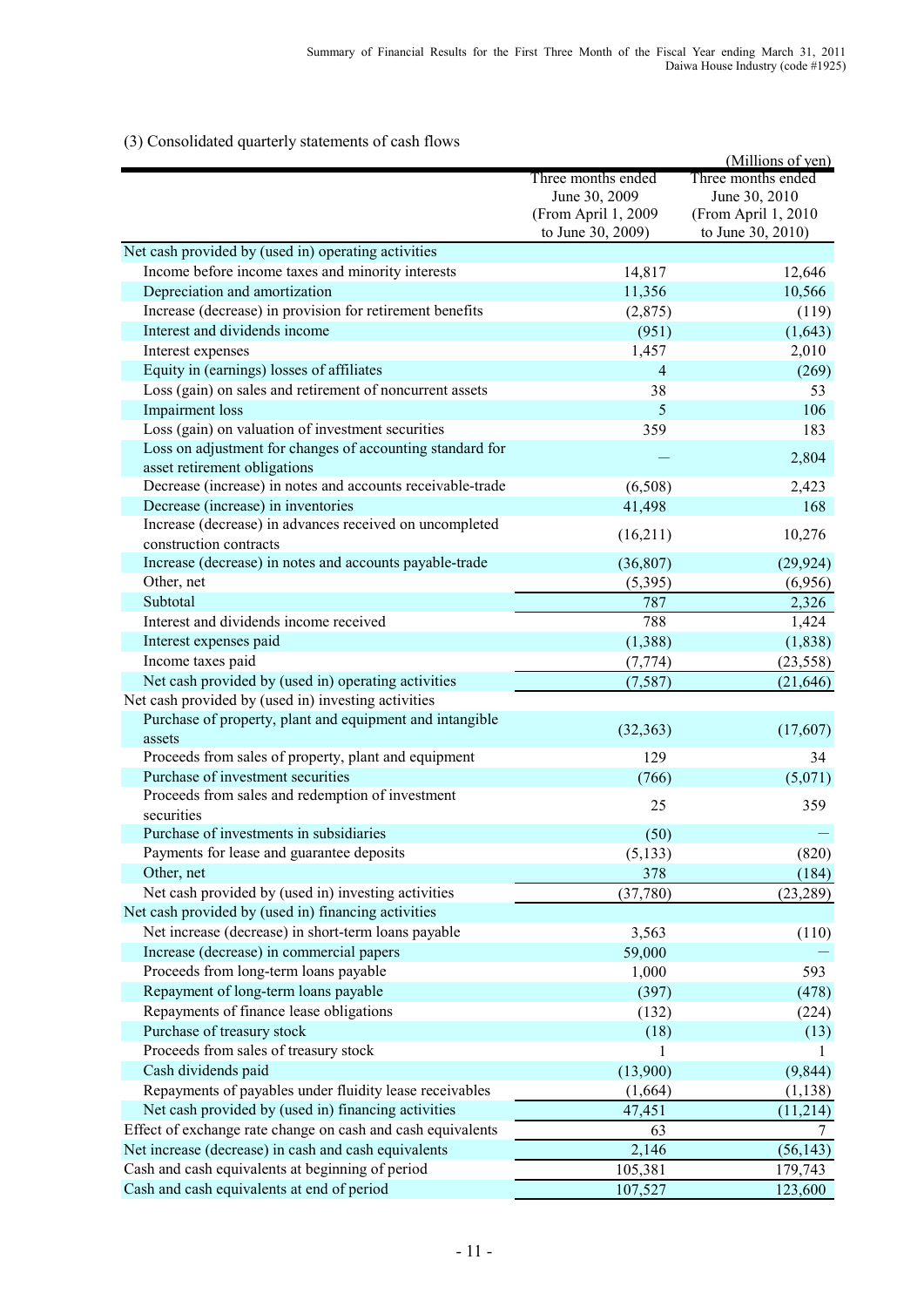(3) Consolidated quarterly statements of cash flows

(Millions of yen)

| | Three months ended June 30, 2009 (From April 1, 2009 to June 30, 2009) | Three months ended June 30, 2010 (From April 1, 2010 to June 30, 2010) |
|---|---|---|
| Net cash provided by (used in) operating activities | | |
| Income before income taxes and minority interests | 14,817 | 12,646 |
| Depreciation and amortization | 11,356 | 10,566 |
| Increase (decrease) in provision for retirement benefits | (2,875) | (119) |
| Interest and dividends income | (951) | (1,643) |
| Interest expenses | 1,457 | 2,010 |
| Equity in (earnings) losses of affiliates | 4 | (269) |
| Loss (gain) on sales and retirement of noncurrent assets | 38 | 53 |
| Impairment loss | 5 | 106 |
| Loss (gain) on valuation of investment securities | 359 | 183 |
| Loss on adjustment for changes of accounting standard for asset retirement obligations | — | 2,804 |
| Decrease (increase) in notes and accounts receivable-trade | (6,508) | 2,423 |
| Decrease (increase) in inventories | 41,498 | 168 |
| Increase (decrease) in advances received on uncompleted construction contracts | (16,211) | 10,276 |
| Increase (decrease) in notes and accounts payable-trade | (36,807) | (29,924) |
| Other, net | (5,395) | (6,956) |
| Subtotal | 787 | 2,326 |
| Interest and dividends income received | 788 | 1,424 |
| Interest expenses paid | (1,388) | (1,838) |
| Income taxes paid | (7,774) | (23,558) |
| Net cash provided by (used in) operating activities | (7,587) | (21,646) |
| Net cash provided by (used in) investing activities | | |
| Purchase of property, plant and equipment and intangible assets | (32,363) | (17,607) |
| Proceeds from sales of property, plant and equipment | 129 | 34 |
| Purchase of investment securities | (766) | (5,071) |
| Proceeds from sales and redemption of investment securities | 25 | 359 |
| Purchase of investments in subsidiaries | (50) | — |
| Payments for lease and guarantee deposits | (5,133) | (820) |
| Other, net | 378 | (184) |
| Net cash provided by (used in) investing activities | (37,780) | (23,289) |
| Net cash provided by (used in) financing activities | | |
| Net increase (decrease) in short-term loans payable | 3,563 | (110) |
| Increase (decrease) in commercial papers | 59,000 | — |
| Proceeds from long-term loans payable | 1,000 | 593 |
| Repayment of long-term loans payable | (397) | (478) |
| Repayments of finance lease obligations | (132) | (224) |
| Purchase of treasury stock | (18) | (13) |
| Proceeds from sales of treasury stock | 1 | 1 |
| Cash dividends paid | (13,900) | (9,844) |
| Repayments of payables under fluidity lease receivables | (1,664) | (1,138) |
| Net cash provided by (used in) financing activities | 47,451 | (11,214) |
| Effect of exchange rate change on cash and cash equivalents | 63 | 7 |
| Net increase (decrease) in cash and cash equivalents | 2,146 | (56,143) |
| Cash and cash equivalents at beginning of period | 105,381 | 179,743 |
| Cash and cash equivalents at end of period | 107,527 | 123,600 |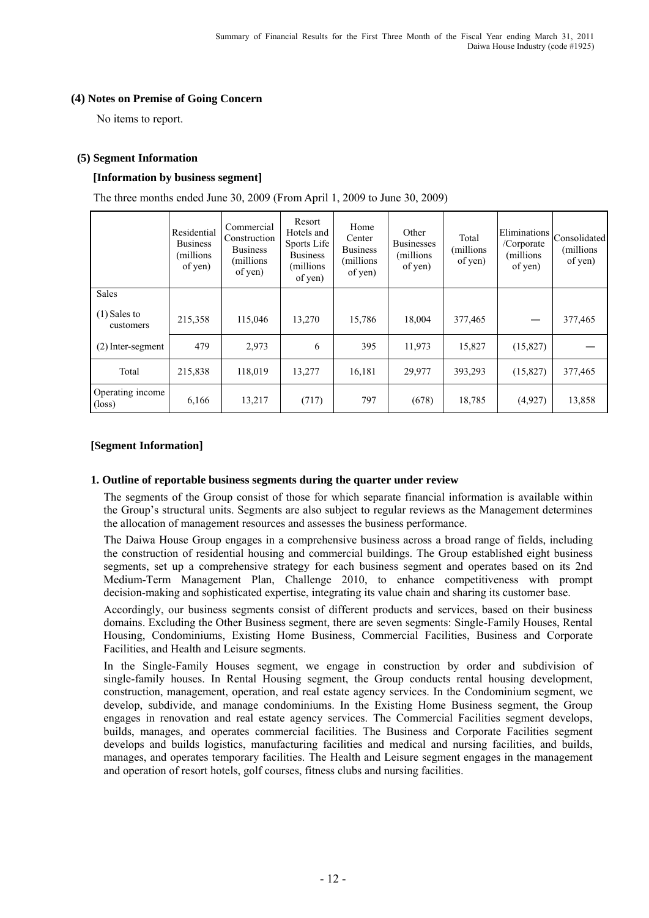### (4) Notes on Premise of Going Concern

No items to report.

### (5) Segment Information

**[Information by business segment]**

The three months ended June 30, 2009 (From April 1, 2009 to June 30, 2009)

| | Residential Business (millions of yen) | Commercial Construction Business (millions of yen) | Resort Hotels and Sports Life Business (millions of yen) | Home Center Business (millions of yen) | Other Businesses (millions of yen) | Total (millions of yen) | Eliminations /Corporate (millions of yen) | Consolidated (millions of yen) |
|---|---|---|---|---|---|---|---|---|
| Sales | | | | | | | | |
| (1) Sales to customers | 215,358 | 115,046 | 13,270 | 15,786 | 18,004 | 377,465 | — | 377,465 |
| (2) Inter-segment | 479 | 2,973 | 6 | 395 | 11,973 | 15,827 | (15,827) | — |
| Total | 215,838 | 118,019 | 13,277 | 16,181 | 29,977 | 393,293 | (15,827) | 377,465 |
| Operating income (loss) | 6,166 | 13,217 | (717) | 797 | (678) | 18,785 | (4,927) | 13,858 |

**[Segment Information]**

**1. Outline of reportable business segments during the quarter under review**

The segments of the Group consist of those for which separate financial information is available within the Group's structural units. Segments are also subject to regular reviews as the Management determines the allocation of management resources and assesses the business performance.

The Daiwa House Group engages in a comprehensive business across a broad range of fields, including the construction of residential housing and commercial buildings. The Group established eight business segments, set up a comprehensive strategy for each business segment and operates based on its 2nd Medium-Term Management Plan, Challenge 2010, to enhance competitiveness with prompt decision-making and sophisticated expertise, integrating its value chain and sharing its customer base.

Accordingly, our business segments consist of different products and services, based on their business domains. Excluding the Other Business segment, there are seven segments: Single-Family Houses, Rental Housing, Condominiums, Existing Home Business, Commercial Facilities, Business and Corporate Facilities, and Health and Leisure segments.

In the Single-Family Houses segment, we engage in construction by order and subdivision of single-family houses. In Rental Housing segment, the Group conducts rental housing development, construction, management, operation, and real estate agency services. In the Condominium segment, we develop, subdivide, and manage condominiums. In the Existing Home Business segment, the Group engages in renovation and real estate agency services. The Commercial Facilities segment develops, builds, manages, and operates commercial facilities. The Business and Corporate Facilities segment develops and builds logistics, manufacturing facilities and medical and nursing facilities, and builds, manages, and operates temporary facilities. The Health and Leisure segment engages in the management and operation of resort hotels, golf courses, fitness clubs and nursing facilities.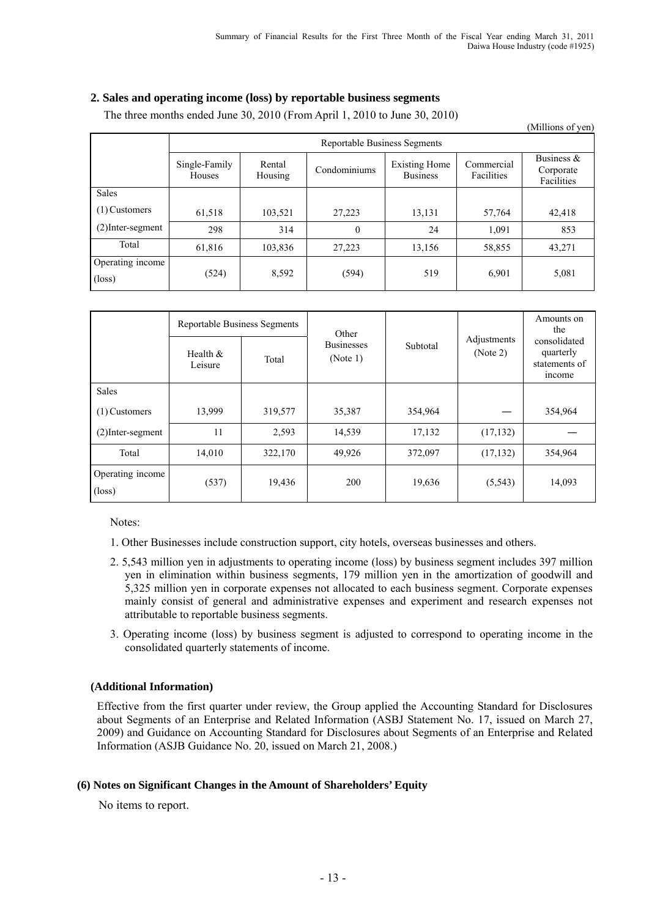## 2. Sales and operating income (loss) by reportable business segments

The three months ended June 30, 2010 (From April 1, 2010 to June 30, 2010)

(Millions of yen)

| | Reportable Business Segments | | | | | |
|---|---|---|---|---|---|---|
| | Single-Family Houses | Rental Housing | Condominiums | Existing Home Business | Commercial Facilities | Business & Corporate Facilities |
| Sales | | | | | | |
| (1) Customers | 61,518 | 103,521 | 27,223 | 13,131 | 57,764 | 42,418 |
| (2)Inter-segment | 298 | 314 | 0 | 24 | 1,091 | 853 |
| Total | 61,816 | 103,836 | 27,223 | 13,156 | 58,855 | 43,271 |
| Operating income (loss) | (524) | 8,592 | (594) | 519 | 6,901 | 5,081 |

| | Reportable Business Segments | | Other Businesses (Note 1) | Subtotal | Adjustments (Note 2) | Amounts on the consolidated quarterly statements of income |
|---|---|---|---|---|---|---|
| | Health & Leisure | Total | | | | |
| Sales | | | | | | |
| (1) Customers | 13,999 | 319,577 | 35,387 | 354,964 | — | 354,964 |
| (2)Inter-segment | 11 | 2,593 | 14,539 | 17,132 | (17,132) | — |
| Total | 14,010 | 322,170 | 49,926 | 372,097 | (17,132) | 354,964 |
| Operating income (loss) | (537) | 19,436 | 200 | 19,636 | (5,543) | 14,093 |

Notes:

1. Other Businesses include construction support, city hotels, overseas businesses and others.
2. 5,543 million yen in adjustments to operating income (loss) by business segment includes 397 million yen in elimination within business segments, 179 million yen in the amortization of goodwill and 5,325 million yen in corporate expenses not allocated to each business segment. Corporate expenses mainly consist of general and administrative expenses and experiment and research expenses not attributable to reportable business segments.
3. Operating income (loss) by business segment is adjusted to correspond to operating income in the consolidated quarterly statements of income.

### (Additional Information)

Effective from the first quarter under review, the Group applied the Accounting Standard for Disclosures about Segments of an Enterprise and Related Information (ASBJ Statement No. 17, issued on March 27, 2009) and Guidance on Accounting Standard for Disclosures about Segments of an Enterprise and Related Information (ASJB Guidance No. 20, issued on March 21, 2008.)

### (6) Notes on Significant Changes in the Amount of Shareholders' Equity

No items to report.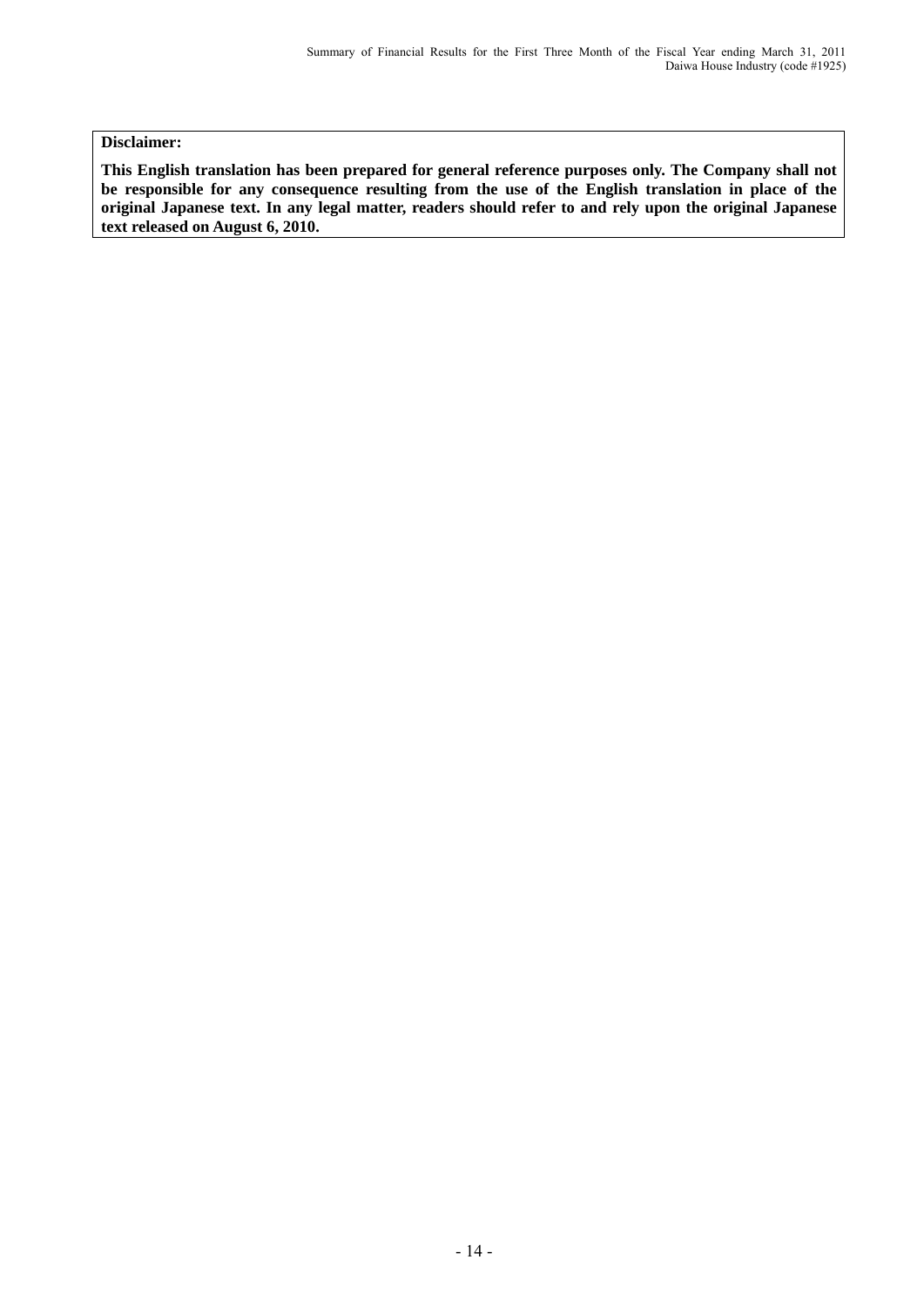**Disclaimer:**

**This English translation has been prepared for general reference purposes only. The Company shall not be responsible for any consequence resulting from the use of the English translation in place of the original Japanese text. In any legal matter, readers should refer to and rely upon the original Japanese text released on August 6, 2010.**